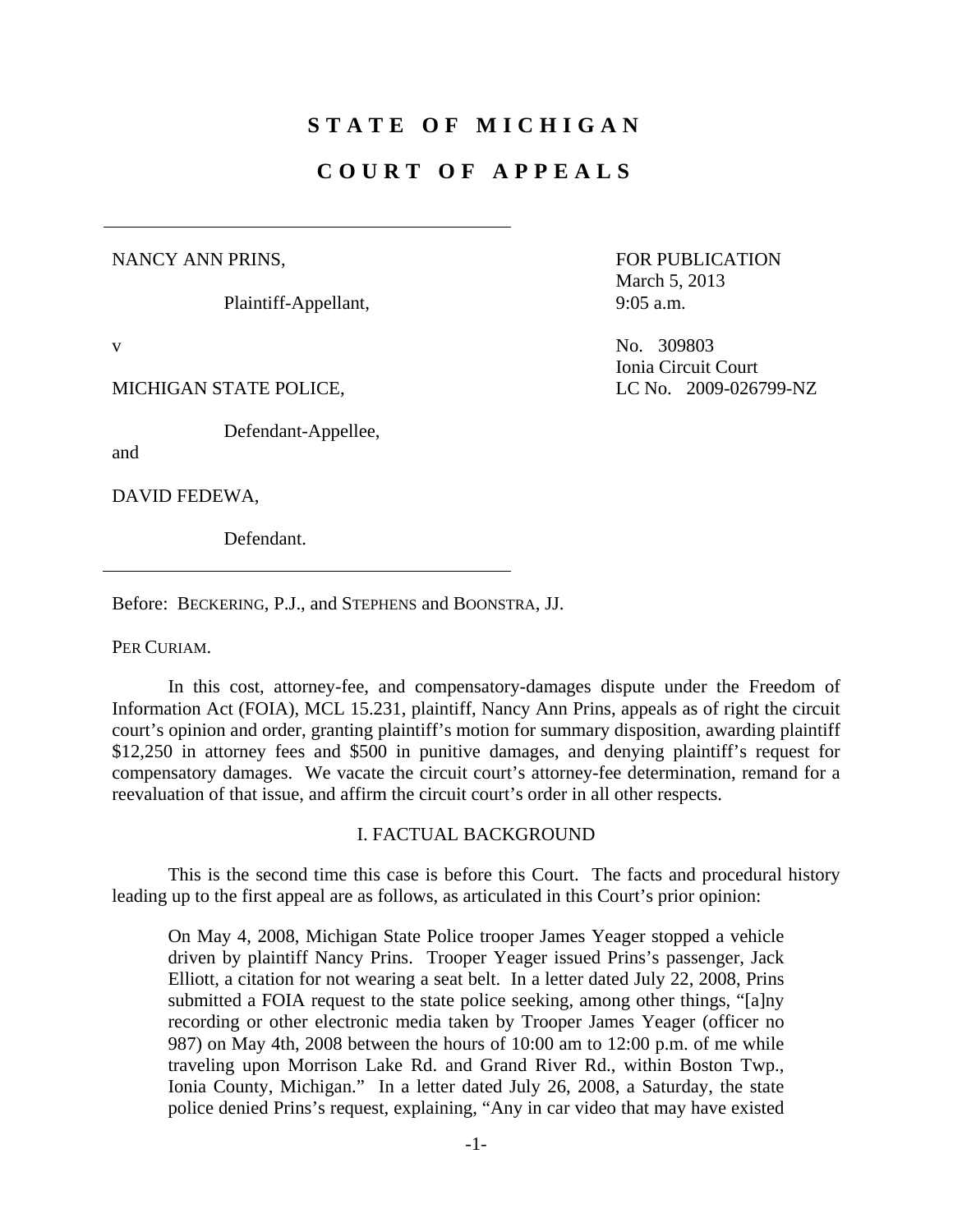# STATE OF MICHIGAN

# COURT OF APPEALS

NANCY ANN PRINS,

Plaintiff-Appellant,

v

MICHIGAN STATE POLICE,

Defendant-Appellee,

and

DAVID FEDEWA,

Defendant.

FOR PUBLICATION
March 5, 2013
9:05 a.m.

No. 309803
Ionia Circuit Court
LC No. 2009-026799-NZ

Before: BECKERING, P.J., and STEPHENS and BOONSTRA, JJ.

PER CURIAM.

In this cost, attorney-fee, and compensatory-damages dispute under the Freedom of Information Act (FOIA), MCL 15.231, plaintiff, Nancy Ann Prins, appeals as of right the circuit court's opinion and order, granting plaintiff's motion for summary disposition, awarding plaintiff $12,250 in attorney fees and $500 in punitive damages, and denying plaintiff's request for compensatory damages. We vacate the circuit court's attorney-fee determination, remand for a reevaluation of that issue, and affirm the circuit court's order in all other respects.

## I. FACTUAL BACKGROUND

This is the second time this case is before this Court. The facts and procedural history leading up to the first appeal are as follows, as articulated in this Court's prior opinion:

> On May 4, 2008, Michigan State Police trooper James Yeager stopped a vehicle driven by plaintiff Nancy Prins. Trooper Yeager issued Prins's passenger, Jack Elliott, a citation for not wearing a seat belt. In a letter dated July 22, 2008, Prins submitted a FOIA request to the state police seeking, among other things, "[a]ny recording or other electronic media taken by Trooper James Yeager (officer no 987) on May 4th, 2008 between the hours of 10:00 am to 12:00 p.m. of me while traveling upon Morrison Lake Rd. and Grand River Rd., within Boston Twp., Ionia County, Michigan." In a letter dated July 26, 2008, a Saturday, the state police denied Prins's request, explaining, "Any in car video that may have existed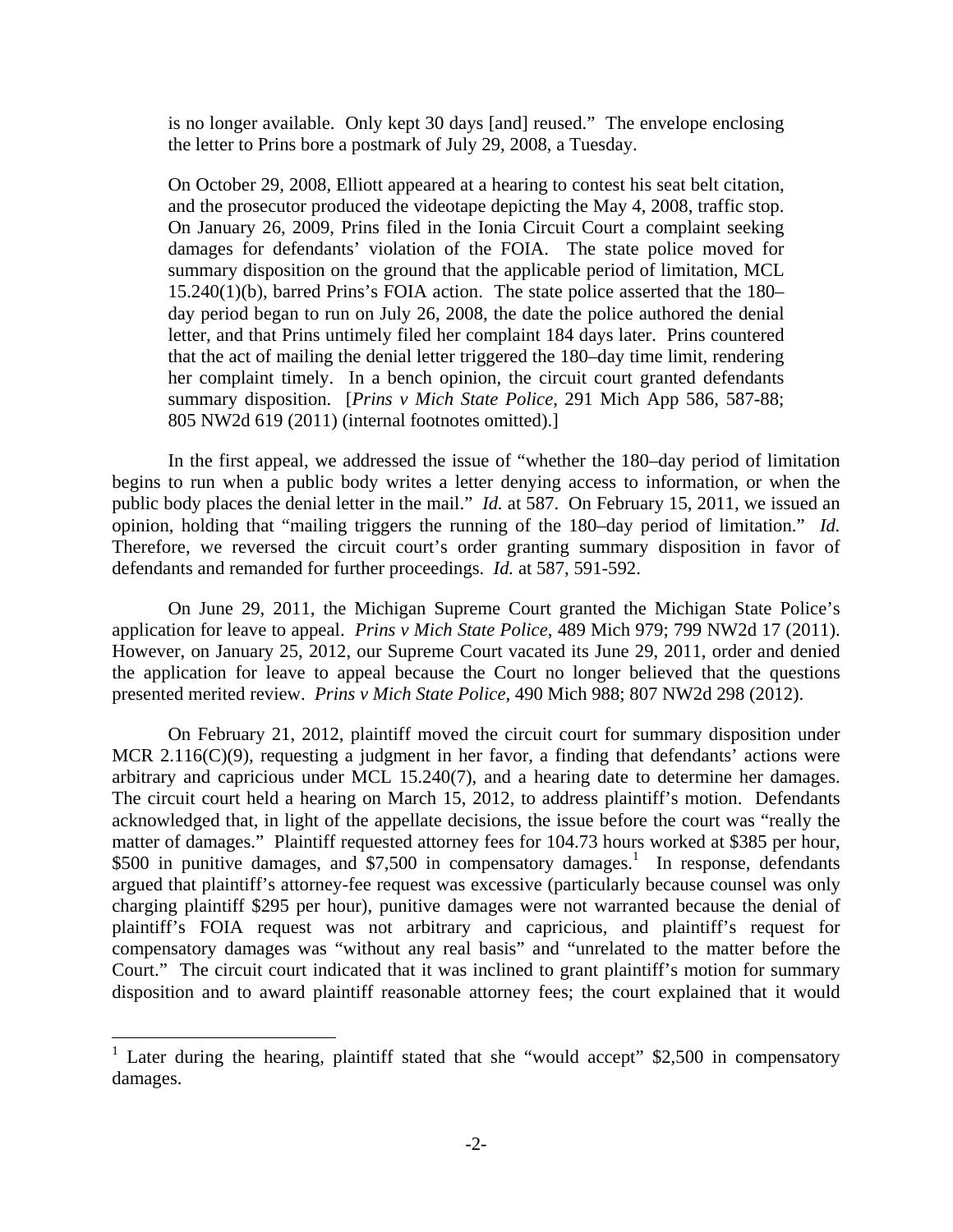> is no longer available. Only kept 30 days [and] reused." The envelope enclosing the letter to Prins bore a postmark of July 29, 2008, a Tuesday.
>
> On October 29, 2008, Elliott appeared at a hearing to contest his seat belt citation, and the prosecutor produced the videotape depicting the May 4, 2008, traffic stop. On January 26, 2009, Prins filed in the Ionia Circuit Court a complaint seeking damages for defendants' violation of the FOIA. The state police moved for summary disposition on the ground that the applicable period of limitation, MCL 15.240(1)(b), barred Prins's FOIA action. The state police asserted that the 180–day period began to run on July 26, 2008, the date the police authored the denial letter, and that Prins untimely filed her complaint 184 days later. Prins countered that the act of mailing the denial letter triggered the 180–day time limit, rendering her complaint timely. In a bench opinion, the circuit court granted defendants summary disposition. [*Prins v Mich State Police*, 291 Mich App 586, 587-88; 805 NW2d 619 (2011) (internal footnotes omitted).]

In the first appeal, we addressed the issue of "whether the 180–day period of limitation begins to run when a public body writes a letter denying access to information, or when the public body places the denial letter in the mail." *Id.* at 587. On February 15, 2011, we issued an opinion, holding that "mailing triggers the running of the 180–day period of limitation." *Id.* Therefore, we reversed the circuit court's order granting summary disposition in favor of defendants and remanded for further proceedings. *Id.* at 587, 591-592.

On June 29, 2011, the Michigan Supreme Court granted the Michigan State Police's application for leave to appeal. *Prins v Mich State Police*, 489 Mich 979; 799 NW2d 17 (2011). However, on January 25, 2012, our Supreme Court vacated its June 29, 2011, order and denied the application for leave to appeal because the Court no longer believed that the questions presented merited review. *Prins v Mich State Police*, 490 Mich 988; 807 NW2d 298 (2012).

On February 21, 2012, plaintiff moved the circuit court for summary disposition under MCR 2.116(C)(9), requesting a judgment in her favor, a finding that defendants' actions were arbitrary and capricious under MCL 15.240(7), and a hearing date to determine her damages. The circuit court held a hearing on March 15, 2012, to address plaintiff's motion. Defendants acknowledged that, in light of the appellate decisions, the issue before the court was "really the matter of damages." Plaintiff requested attorney fees for 104.73 hours worked at $385 per hour, $500 in punitive damages, and $7,500 in compensatory damages.[1] In response, defendants argued that plaintiff's attorney-fee request was excessive (particularly because counsel was only charging plaintiff $295 per hour), punitive damages were not warranted because the denial of plaintiff's FOIA request was not arbitrary and capricious, and plaintiff's request for compensatory damages was "without any real basis" and "unrelated to the matter before the Court." The circuit court indicated that it was inclined to grant plaintiff's motion for summary disposition and to award plaintiff reasonable attorney fees; the court explained that it would

---

[1] Later during the hearing, plaintiff stated that she "would accept" $2,500 in compensatory damages.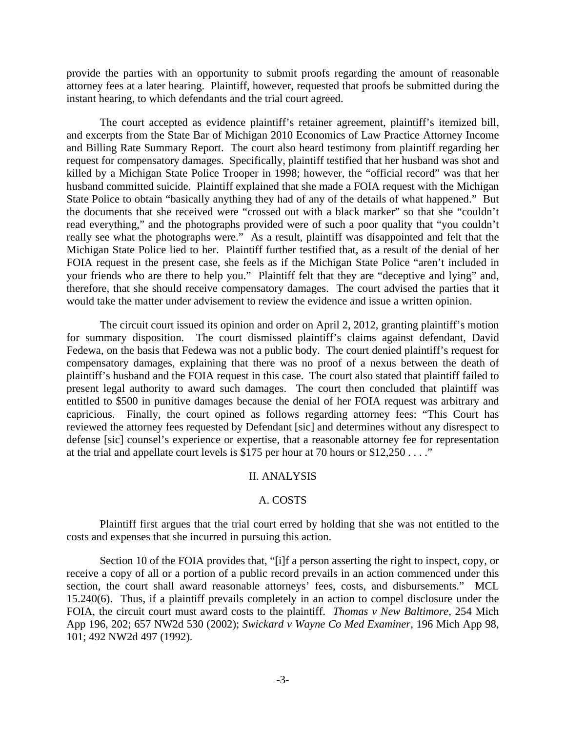provide the parties with an opportunity to submit proofs regarding the amount of reasonable attorney fees at a later hearing. Plaintiff, however, requested that proofs be submitted during the instant hearing, to which defendants and the trial court agreed.

The court accepted as evidence plaintiff's retainer agreement, plaintiff's itemized bill, and excerpts from the State Bar of Michigan 2010 Economics of Law Practice Attorney Income and Billing Rate Summary Report. The court also heard testimony from plaintiff regarding her request for compensatory damages. Specifically, plaintiff testified that her husband was shot and killed by a Michigan State Police Trooper in 1998; however, the "official record" was that her husband committed suicide. Plaintiff explained that she made a FOIA request with the Michigan State Police to obtain "basically anything they had of any of the details of what happened." But the documents that she received were "crossed out with a black marker" so that she "couldn't read everything," and the photographs provided were of such a poor quality that "you couldn't really see what the photographs were." As a result, plaintiff was disappointed and felt that the Michigan State Police lied to her. Plaintiff further testified that, as a result of the denial of her FOIA request in the present case, she feels as if the Michigan State Police "aren't included in your friends who are there to help you." Plaintiff felt that they are "deceptive and lying" and, therefore, that she should receive compensatory damages. The court advised the parties that it would take the matter under advisement to review the evidence and issue a written opinion.

The circuit court issued its opinion and order on April 2, 2012, granting plaintiff's motion for summary disposition. The court dismissed plaintiff's claims against defendant, David Fedewa, on the basis that Fedewa was not a public body. The court denied plaintiff's request for compensatory damages, explaining that there was no proof of a nexus between the death of plaintiff's husband and the FOIA request in this case. The court also stated that plaintiff failed to present legal authority to award such damages. The court then concluded that plaintiff was entitled to $500 in punitive damages because the denial of her FOIA request was arbitrary and capricious. Finally, the court opined as follows regarding attorney fees: "This Court has reviewed the attorney fees requested by Defendant [sic] and determines without any disrespect to defense [sic] counsel's experience or expertise, that a reasonable attorney fee for representation at the trial and appellate court levels is $175 per hour at 70 hours or $12,250 . . . ."

## II. ANALYSIS

### A. COSTS

Plaintiff first argues that the trial court erred by holding that she was not entitled to the costs and expenses that she incurred in pursuing this action.

Section 10 of the FOIA provides that, "[i]f a person asserting the right to inspect, copy, or receive a copy of all or a portion of a public record prevails in an action commenced under this section, the court shall award reasonable attorneys' fees, costs, and disbursements." MCL 15.240(6). Thus, if a plaintiff prevails completely in an action to compel disclosure under the FOIA, the circuit court must award costs to the plaintiff. *Thomas v New Baltimore*, 254 Mich App 196, 202; 657 NW2d 530 (2002); *Swickard v Wayne Co Med Examiner*, 196 Mich App 98, 101; 492 NW2d 497 (1992).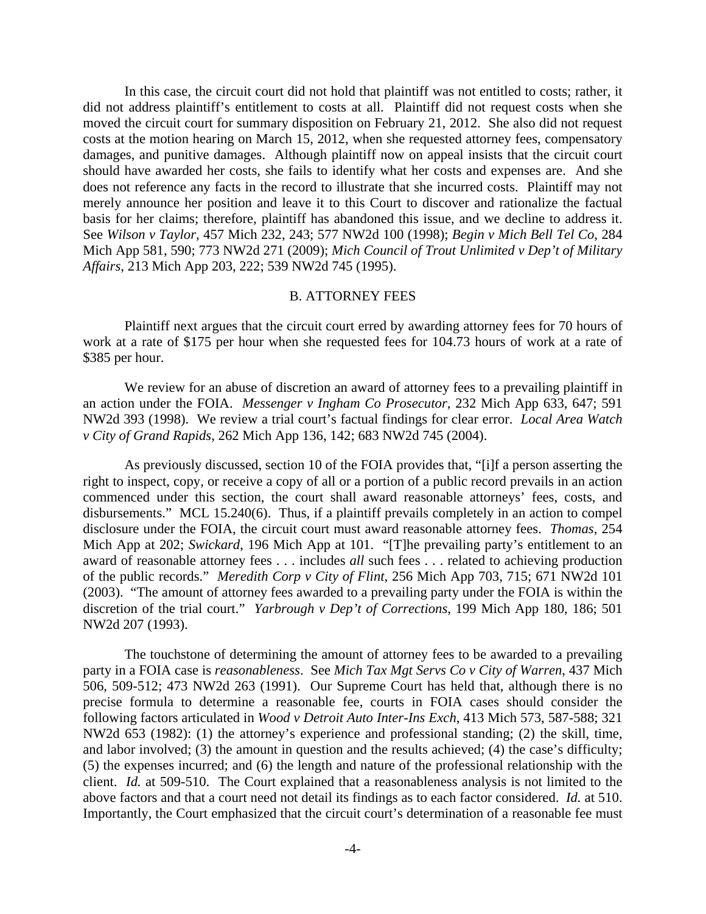In this case, the circuit court did not hold that plaintiff was not entitled to costs; rather, it did not address plaintiff's entitlement to costs at all. Plaintiff did not request costs when she moved the circuit court for summary disposition on February 21, 2012. She also did not request costs at the motion hearing on March 15, 2012, when she requested attorney fees, compensatory damages, and punitive damages. Although plaintiff now on appeal insists that the circuit court should have awarded her costs, she fails to identify what her costs and expenses are. And she does not reference any facts in the record to illustrate that she incurred costs. Plaintiff may not merely announce her position and leave it to this Court to discover and rationalize the factual basis for her claims; therefore, plaintiff has abandoned this issue, and we decline to address it. See *Wilson v Taylor*, 457 Mich 232, 243; 577 NW2d 100 (1998); *Begin v Mich Bell Tel Co*, 284 Mich App 581, 590; 773 NW2d 271 (2009); *Mich Council of Trout Unlimited v Dep't of Military Affairs*, 213 Mich App 203, 222; 539 NW2d 745 (1995).

## B. ATTORNEY FEES

Plaintiff next argues that the circuit court erred by awarding attorney fees for 70 hours of work at a rate of $175 per hour when she requested fees for 104.73 hours of work at a rate of $385 per hour.

We review for an abuse of discretion an award of attorney fees to a prevailing plaintiff in an action under the FOIA. *Messenger v Ingham Co Prosecutor*, 232 Mich App 633, 647; 591 NW2d 393 (1998). We review a trial court's factual findings for clear error. *Local Area Watch v City of Grand Rapids*, 262 Mich App 136, 142; 683 NW2d 745 (2004).

As previously discussed, section 10 of the FOIA provides that, "[i]f a person asserting the right to inspect, copy, or receive a copy of all or a portion of a public record prevails in an action commenced under this section, the court shall award reasonable attorneys' fees, costs, and disbursements." MCL 15.240(6). Thus, if a plaintiff prevails completely in an action to compel disclosure under the FOIA, the circuit court must award reasonable attorney fees. *Thomas*, 254 Mich App at 202; *Swickard*, 196 Mich App at 101. "[T]he prevailing party's entitlement to an award of reasonable attorney fees . . . includes *all* such fees . . . related to achieving production of the public records." *Meredith Corp v City of Flint*, 256 Mich App 703, 715; 671 NW2d 101 (2003). "The amount of attorney fees awarded to a prevailing party under the FOIA is within the discretion of the trial court." *Yarbrough v Dep't of Corrections*, 199 Mich App 180, 186; 501 NW2d 207 (1993).

The touchstone of determining the amount of attorney fees to be awarded to a prevailing party in a FOIA case is *reasonableness*. See *Mich Tax Mgt Servs Co v City of Warren*, 437 Mich 506, 509-512; 473 NW2d 263 (1991). Our Supreme Court has held that, although there is no precise formula to determine a reasonable fee, courts in FOIA cases should consider the following factors articulated in *Wood v Detroit Auto Inter-Ins Exch*, 413 Mich 573, 587-588; 321 NW2d 653 (1982): (1) the attorney's experience and professional standing; (2) the skill, time, and labor involved; (3) the amount in question and the results achieved; (4) the case's difficulty; (5) the expenses incurred; and (6) the length and nature of the professional relationship with the client. *Id.* at 509-510. The Court explained that a reasonableness analysis is not limited to the above factors and that a court need not detail its findings as to each factor considered. *Id.* at 510. Importantly, the Court emphasized that the circuit court's determination of a reasonable fee must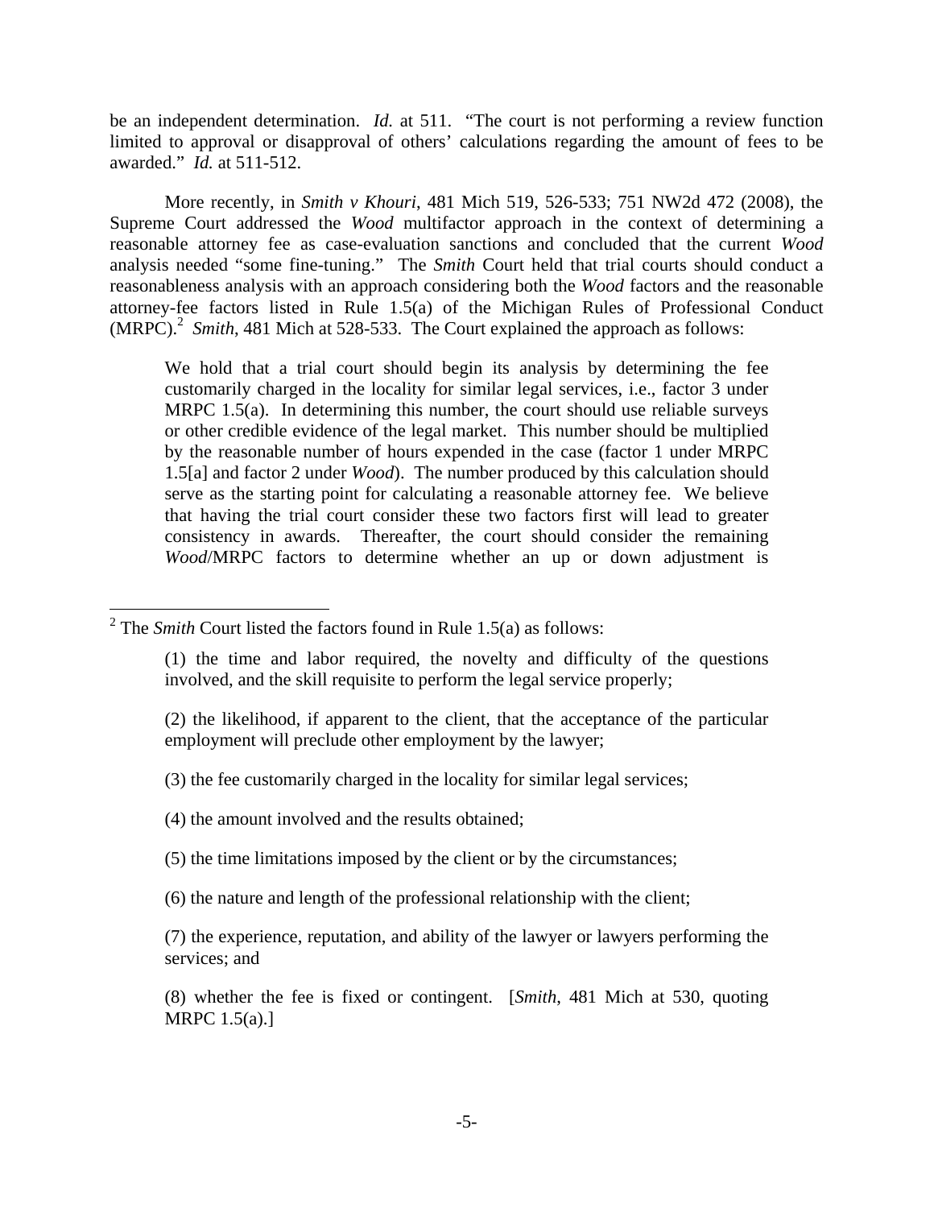be an independent determination. *Id.* at 511. "The court is not performing a review function limited to approval or disapproval of others' calculations regarding the amount of fees to be awarded." *Id.* at 511-512.

More recently, in *Smith v Khouri*, 481 Mich 519, 526-533; 751 NW2d 472 (2008), the Supreme Court addressed the *Wood* multifactor approach in the context of determining a reasonable attorney fee as case-evaluation sanctions and concluded that the current *Wood* analysis needed "some fine-tuning." The *Smith* Court held that trial courts should conduct a reasonableness analysis with an approach considering both the *Wood* factors and the reasonable attorney-fee factors listed in Rule 1.5(a) of the Michigan Rules of Professional Conduct (MRPC).[2] *Smith*, 481 Mich at 528-533. The Court explained the approach as follows:

> We hold that a trial court should begin its analysis by determining the fee customarily charged in the locality for similar legal services, i.e., factor 3 under MRPC 1.5(a). In determining this number, the court should use reliable surveys or other credible evidence of the legal market. This number should be multiplied by the reasonable number of hours expended in the case (factor 1 under MRPC 1.5[a] and factor 2 under *Wood*). The number produced by this calculation should serve as the starting point for calculating a reasonable attorney fee. We believe that having the trial court consider these two factors first will lead to greater consistency in awards. Thereafter, the court should consider the remaining *Wood*/MRPC factors to determine whether an up or down adjustment is

---

[2] The *Smith* Court listed the factors found in Rule 1.5(a) as follows:

> (1) the time and labor required, the novelty and difficulty of the questions involved, and the skill requisite to perform the legal service properly;
>
> (2) the likelihood, if apparent to the client, that the acceptance of the particular employment will preclude other employment by the lawyer;
>
> (3) the fee customarily charged in the locality for similar legal services;
>
> (4) the amount involved and the results obtained;
>
> (5) the time limitations imposed by the client or by the circumstances;
>
> (6) the nature and length of the professional relationship with the client;
>
> (7) the experience, reputation, and ability of the lawyer or lawyers performing the services; and
>
> (8) whether the fee is fixed or contingent. [*Smith*, 481 Mich at 530, quoting MRPC 1.5(a).]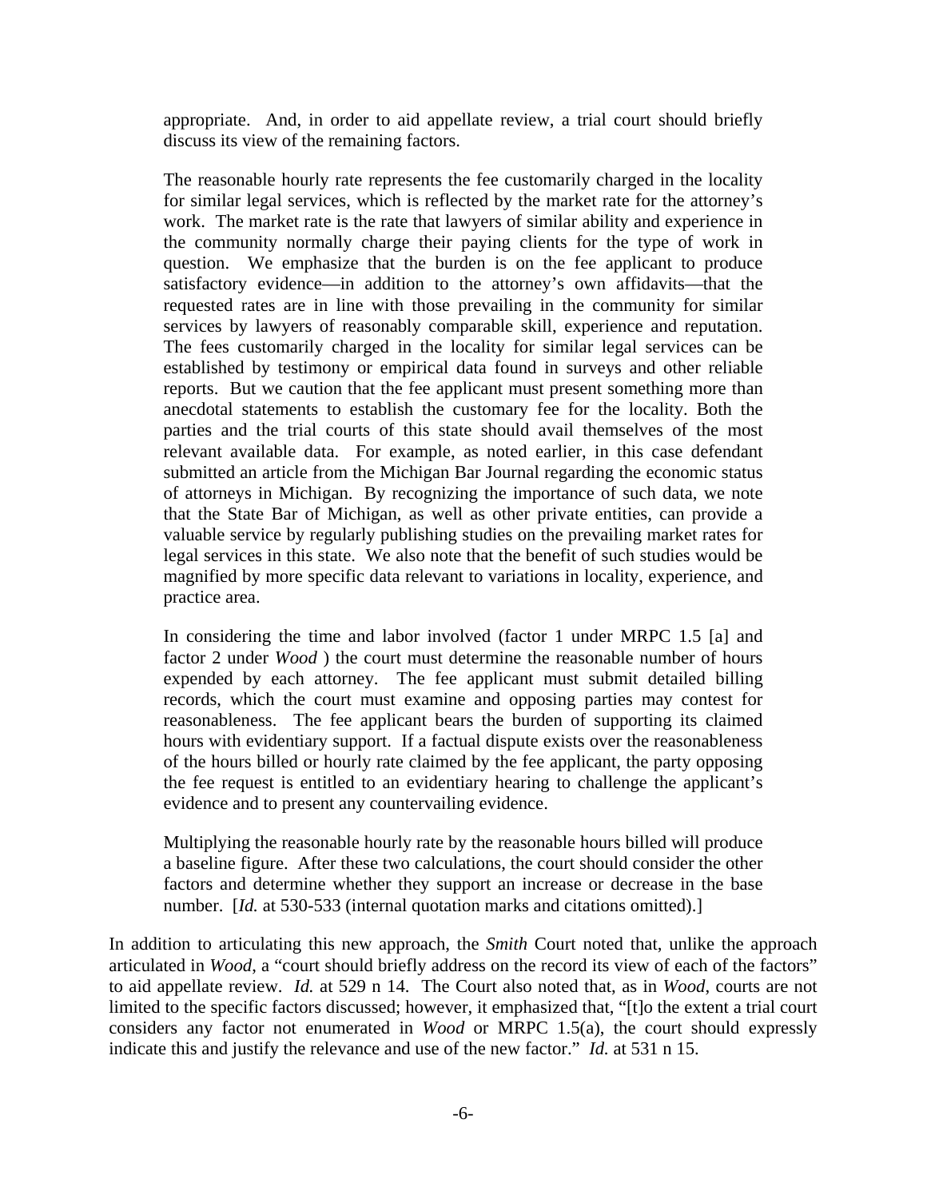> appropriate. And, in order to aid appellate review, a trial court should briefly discuss its view of the remaining factors.
>
> The reasonable hourly rate represents the fee customarily charged in the locality for similar legal services, which is reflected by the market rate for the attorney's work. The market rate is the rate that lawyers of similar ability and experience in the community normally charge their paying clients for the type of work in question. We emphasize that the burden is on the fee applicant to produce satisfactory evidence—in addition to the attorney's own affidavits—that the requested rates are in line with those prevailing in the community for similar services by lawyers of reasonably comparable skill, experience and reputation. The fees customarily charged in the locality for similar legal services can be established by testimony or empirical data found in surveys and other reliable reports. But we caution that the fee applicant must present something more than anecdotal statements to establish the customary fee for the locality. Both the parties and the trial courts of this state should avail themselves of the most relevant available data. For example, as noted earlier, in this case defendant submitted an article from the Michigan Bar Journal regarding the economic status of attorneys in Michigan. By recognizing the importance of such data, we note that the State Bar of Michigan, as well as other private entities, can provide a valuable service by regularly publishing studies on the prevailing market rates for legal services in this state. We also note that the benefit of such studies would be magnified by more specific data relevant to variations in locality, experience, and practice area.
>
> In considering the time and labor involved (factor 1 under MRPC 1.5 [a] and factor 2 under *Wood* ) the court must determine the reasonable number of hours expended by each attorney. The fee applicant must submit detailed billing records, which the court must examine and opposing parties may contest for reasonableness. The fee applicant bears the burden of supporting its claimed hours with evidentiary support. If a factual dispute exists over the reasonableness of the hours billed or hourly rate claimed by the fee applicant, the party opposing the fee request is entitled to an evidentiary hearing to challenge the applicant's evidence and to present any countervailing evidence.
>
> Multiplying the reasonable hourly rate by the reasonable hours billed will produce a baseline figure. After these two calculations, the court should consider the other factors and determine whether they support an increase or decrease in the base number. [*Id.* at 530-533 (internal quotation marks and citations omitted).]

In addition to articulating this new approach, the *Smith* Court noted that, unlike the approach articulated in *Wood*, a "court should briefly address on the record its view of each of the factors" to aid appellate review. *Id.* at 529 n 14. The Court also noted that, as in *Wood*, courts are not limited to the specific factors discussed; however, it emphasized that, "[t]o the extent a trial court considers any factor not enumerated in *Wood* or MRPC 1.5(a), the court should expressly indicate this and justify the relevance and use of the new factor." *Id.* at 531 n 15.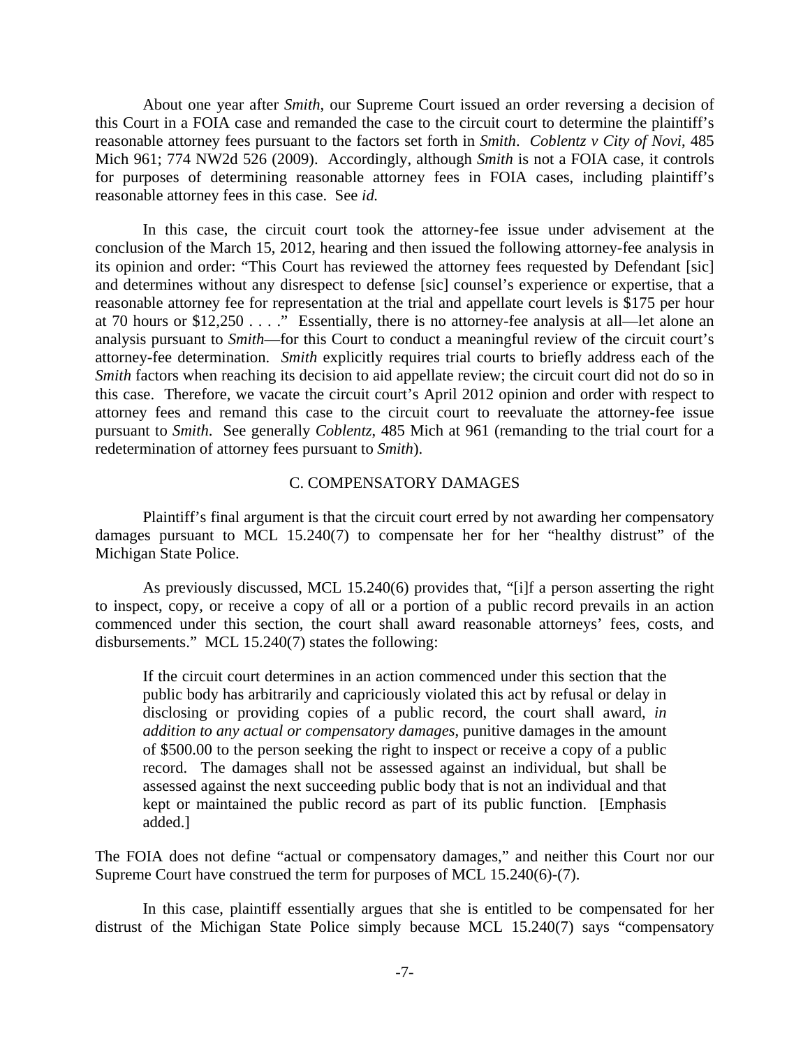About one year after *Smith*, our Supreme Court issued an order reversing a decision of this Court in a FOIA case and remanded the case to the circuit court to determine the plaintiff's reasonable attorney fees pursuant to the factors set forth in *Smith*. *Coblentz v City of Novi*, 485 Mich 961; 774 NW2d 526 (2009). Accordingly, although *Smith* is not a FOIA case, it controls for purposes of determining reasonable attorney fees in FOIA cases, including plaintiff's reasonable attorney fees in this case. See *id.*

In this case, the circuit court took the attorney-fee issue under advisement at the conclusion of the March 15, 2012, hearing and then issued the following attorney-fee analysis in its opinion and order: "This Court has reviewed the attorney fees requested by Defendant [sic] and determines without any disrespect to defense [sic] counsel's experience or expertise, that a reasonable attorney fee for representation at the trial and appellate court levels is $175 per hour at 70 hours or $12,250 . . . ." Essentially, there is no attorney-fee analysis at all—let alone an analysis pursuant to *Smith*—for this Court to conduct a meaningful review of the circuit court's attorney-fee determination. *Smith* explicitly requires trial courts to briefly address each of the *Smith* factors when reaching its decision to aid appellate review; the circuit court did not do so in this case. Therefore, we vacate the circuit court's April 2012 opinion and order with respect to attorney fees and remand this case to the circuit court to reevaluate the attorney-fee issue pursuant to *Smith*. See generally *Coblentz*, 485 Mich at 961 (remanding to the trial court for a redetermination of attorney fees pursuant to *Smith*).

## C. COMPENSATORY DAMAGES

Plaintiff's final argument is that the circuit court erred by not awarding her compensatory damages pursuant to MCL 15.240(7) to compensate her for her "healthy distrust" of the Michigan State Police.

As previously discussed, MCL 15.240(6) provides that, "[i]f a person asserting the right to inspect, copy, or receive a copy of all or a portion of a public record prevails in an action commenced under this section, the court shall award reasonable attorneys' fees, costs, and disbursements." MCL 15.240(7) states the following:

> If the circuit court determines in an action commenced under this section that the public body has arbitrarily and capriciously violated this act by refusal or delay in disclosing or providing copies of a public record, the court shall award, *in addition to any actual or compensatory damages*, punitive damages in the amount of $500.00 to the person seeking the right to inspect or receive a copy of a public record. The damages shall not be assessed against an individual, but shall be assessed against the next succeeding public body that is not an individual and that kept or maintained the public record as part of its public function. [Emphasis added.]

The FOIA does not define "actual or compensatory damages," and neither this Court nor our Supreme Court have construed the term for purposes of MCL 15.240(6)-(7).

In this case, plaintiff essentially argues that she is entitled to be compensated for her distrust of the Michigan State Police simply because MCL 15.240(7) says "compensatory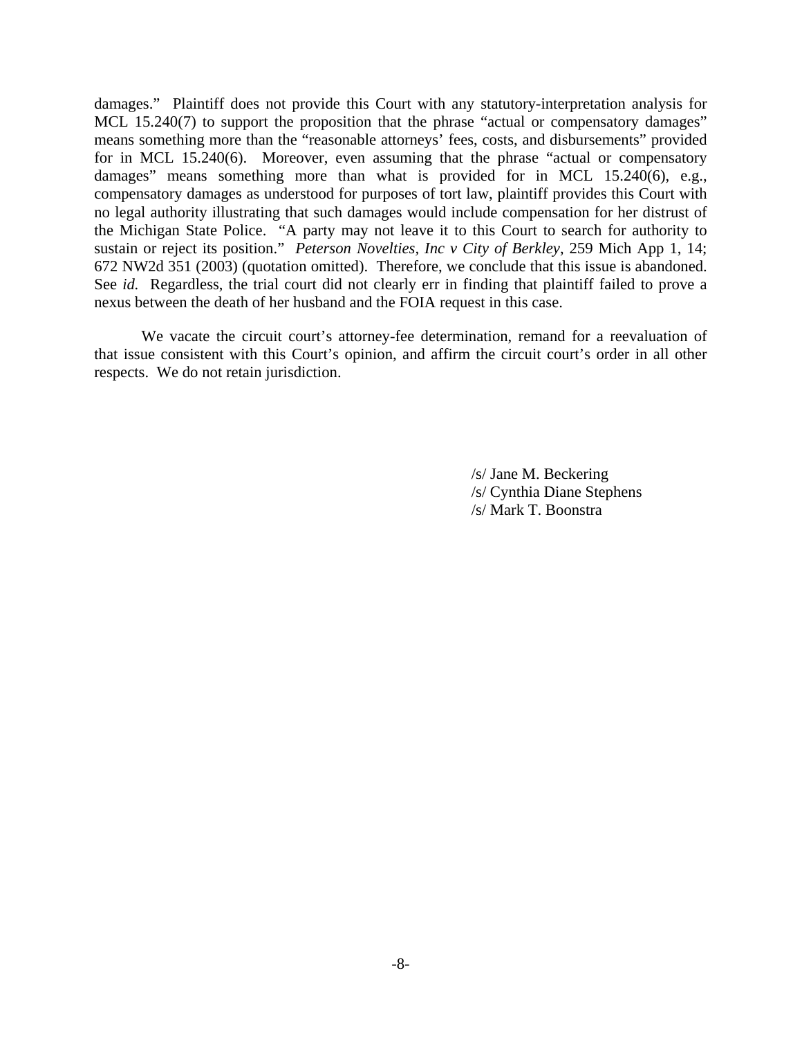damages." Plaintiff does not provide this Court with any statutory-interpretation analysis for MCL 15.240(7) to support the proposition that the phrase "actual or compensatory damages" means something more than the "reasonable attorneys' fees, costs, and disbursements" provided for in MCL 15.240(6). Moreover, even assuming that the phrase "actual or compensatory damages" means something more than what is provided for in MCL 15.240(6), e.g., compensatory damages as understood for purposes of tort law, plaintiff provides this Court with no legal authority illustrating that such damages would include compensation for her distrust of the Michigan State Police. "A party may not leave it to this Court to search for authority to sustain or reject its position." *Peterson Novelties, Inc v City of Berkley*, 259 Mich App 1, 14; 672 NW2d 351 (2003) (quotation omitted). Therefore, we conclude that this issue is abandoned. See *id.* Regardless, the trial court did not clearly err in finding that plaintiff failed to prove a nexus between the death of her husband and the FOIA request in this case.

We vacate the circuit court's attorney-fee determination, remand for a reevaluation of that issue consistent with this Court's opinion, and affirm the circuit court's order in all other respects. We do not retain jurisdiction.

/s/ Jane M. Beckering
/s/ Cynthia Diane Stephens
/s/ Mark T. Boonstra